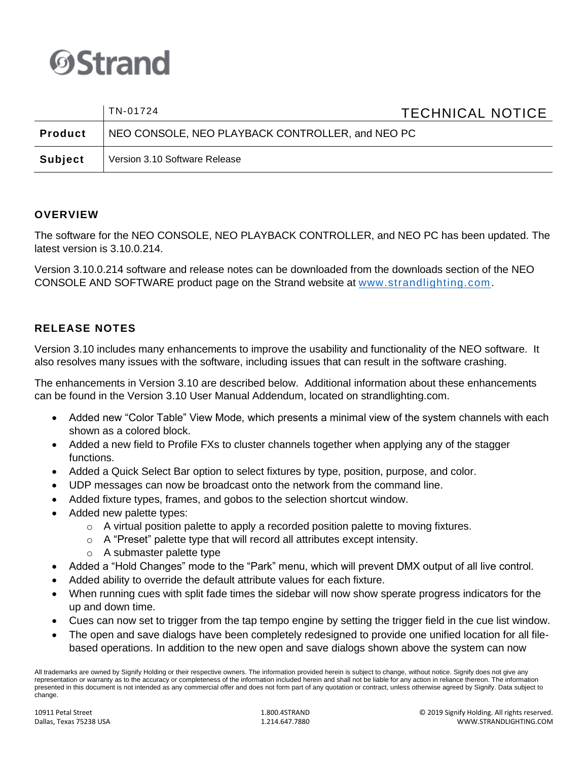Strand

| | TN-01724 TECHNICAL NOTICE |
|---|---|
| **Product** | NEO CONSOLE, NEO PLAYBACK CONTROLLER, and NEO PC |
| **Subject** | Version 3.10 Software Release |

## OVERVIEW

The software for the NEO CONSOLE, NEO PLAYBACK CONTROLLER, and NEO PC has been updated. The latest version is 3.10.0.214.

Version 3.10.0.214 software and release notes can be downloaded from the downloads section of the NEO CONSOLE AND SOFTWARE product page on the Strand website at www.strandlighting.com.

## RELEASE NOTES

Version 3.10 includes many enhancements to improve the usability and functionality of the NEO software. It also resolves many issues with the software, including issues that can result in the software crashing.

The enhancements in Version 3.10 are described below. Additional information about these enhancements can be found in the Version 3.10 User Manual Addendum, located on strandlighting.com.

- Added new "Color Table" View Mode, which presents a minimal view of the system channels with each shown as a colored block.
- Added a new field to Profile FXs to cluster channels together when applying any of the stagger functions.
- Added a Quick Select Bar option to select fixtures by type, position, purpose, and color.
- UDP messages can now be broadcast onto the network from the command line.
- Added fixture types, frames, and gobos to the selection shortcut window.
- Added new palette types:
  - A virtual position palette to apply a recorded position palette to moving fixtures.
  - A "Preset" palette type that will record all attributes except intensity.
  - A submaster palette type
- Added a "Hold Changes" mode to the "Park" menu, which will prevent DMX output of all live control.
- Added ability to override the default attribute values for each fixture.
- When running cues with split fade times the sidebar will now show sperate progress indicators for the up and down time.
- Cues can now set to trigger from the tap tempo engine by setting the trigger field in the cue list window.
- The open and save dialogs have been completely redesigned to provide one unified location for all file-based operations. In addition to the new open and save dialogs shown above the system can now

All trademarks are owned by Signify Holding or their respective owners. The information provided herein is subject to change, without notice. Signify does not give any representation or warranty as to the accuracy or completeness of the information included herein and shall not be liable for any action in reliance thereon. The information presented in this document is not intended as any commercial offer and does not form part of any quotation or contract, unless otherwise agreed by Signify. Data subject to change.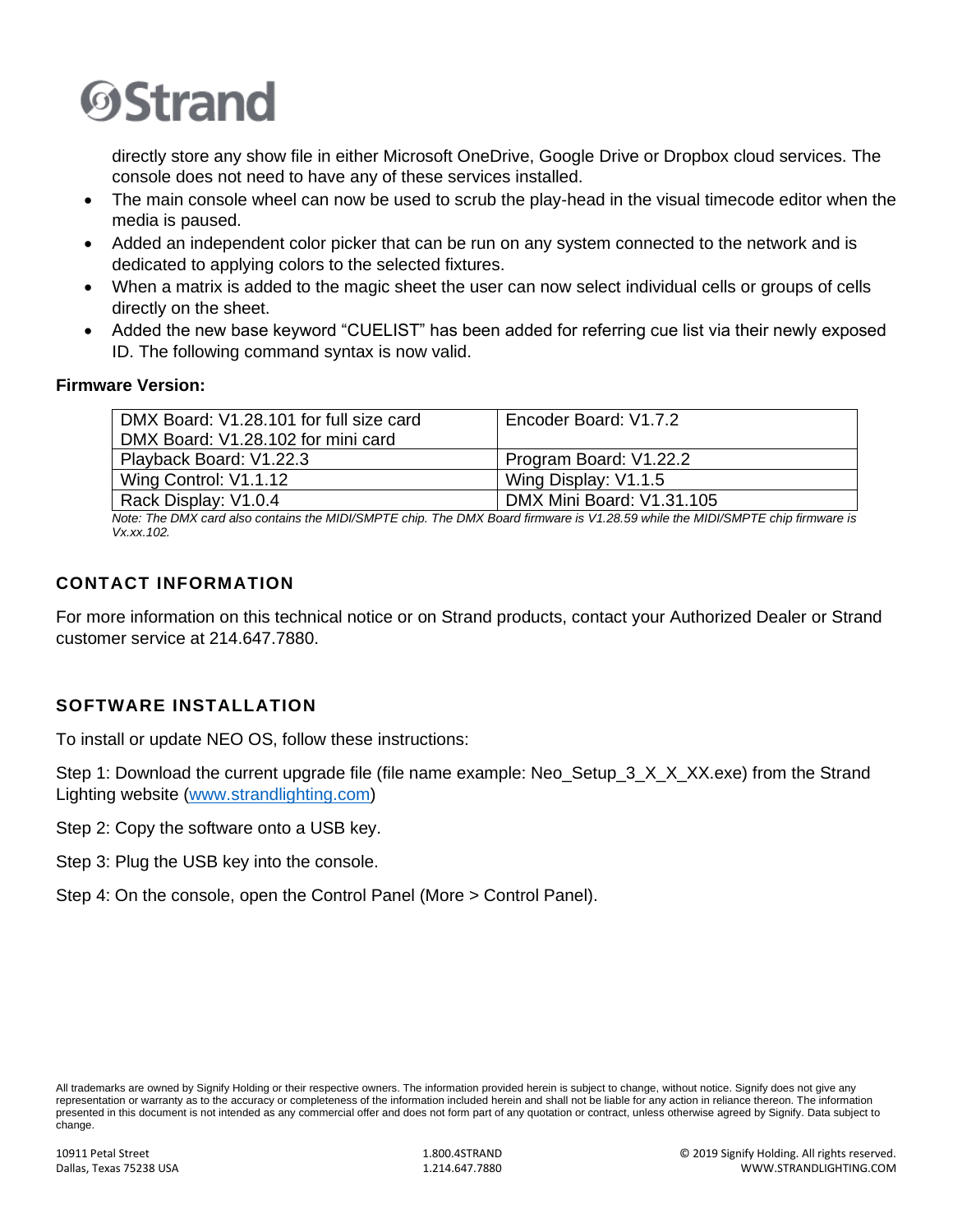directly store any show file in either Microsoft OneDrive, Google Drive or Dropbox cloud services. The console does not need to have any of these services installed.

- The main console wheel can now be used to scrub the play-head in the visual timecode editor when the media is paused.
- Added an independent color picker that can be run on any system connected to the network and is dedicated to applying colors to the selected fixtures.
- When a matrix is added to the magic sheet the user can now select individual cells or groups of cells directly on the sheet.
- Added the new base keyword "CUELIST" has been added for referring cue list via their newly exposed ID. The following command syntax is now valid.

**Firmware Version:**

| DMX Board: V1.28.101 for full size card<br>DMX Board: V1.28.102 for mini card | Encoder Board: V1.7.2 |
|---|---|
| Playback Board: V1.22.3 | Program Board: V1.22.2 |
| Wing Control: V1.1.12 | Wing Display: V1.1.5 |
| Rack Display: V1.0.4 | DMX Mini Board: V1.31.105 |

*Note: The DMX card also contains the MIDI/SMPTE chip. The DMX Board firmware is V1.28.59 while the MIDI/SMPTE chip firmware is Vx.xx.102.*

## CONTACT INFORMATION

For more information on this technical notice or on Strand products, contact your Authorized Dealer or Strand customer service at 214.647.7880.

## SOFTWARE INSTALLATION

To install or update NEO OS, follow these instructions:

Step 1: Download the current upgrade file (file name example: Neo_Setup_3_X_X_XX.exe) from the Strand Lighting website (www.strandlighting.com)

Step 2: Copy the software onto a USB key.

Step 3: Plug the USB key into the console.

Step 4: On the console, open the Control Panel (More > Control Panel).

All trademarks are owned by Signify Holding or their respective owners. The information provided herein is subject to change, without notice. Signify does not give any representation or warranty as to the accuracy or completeness of the information included herein and shall not be liable for any action in reliance thereon. The information presented in this document is not intended as any commercial offer and does not form part of any quotation or contract, unless otherwise agreed by Signify. Data subject to change.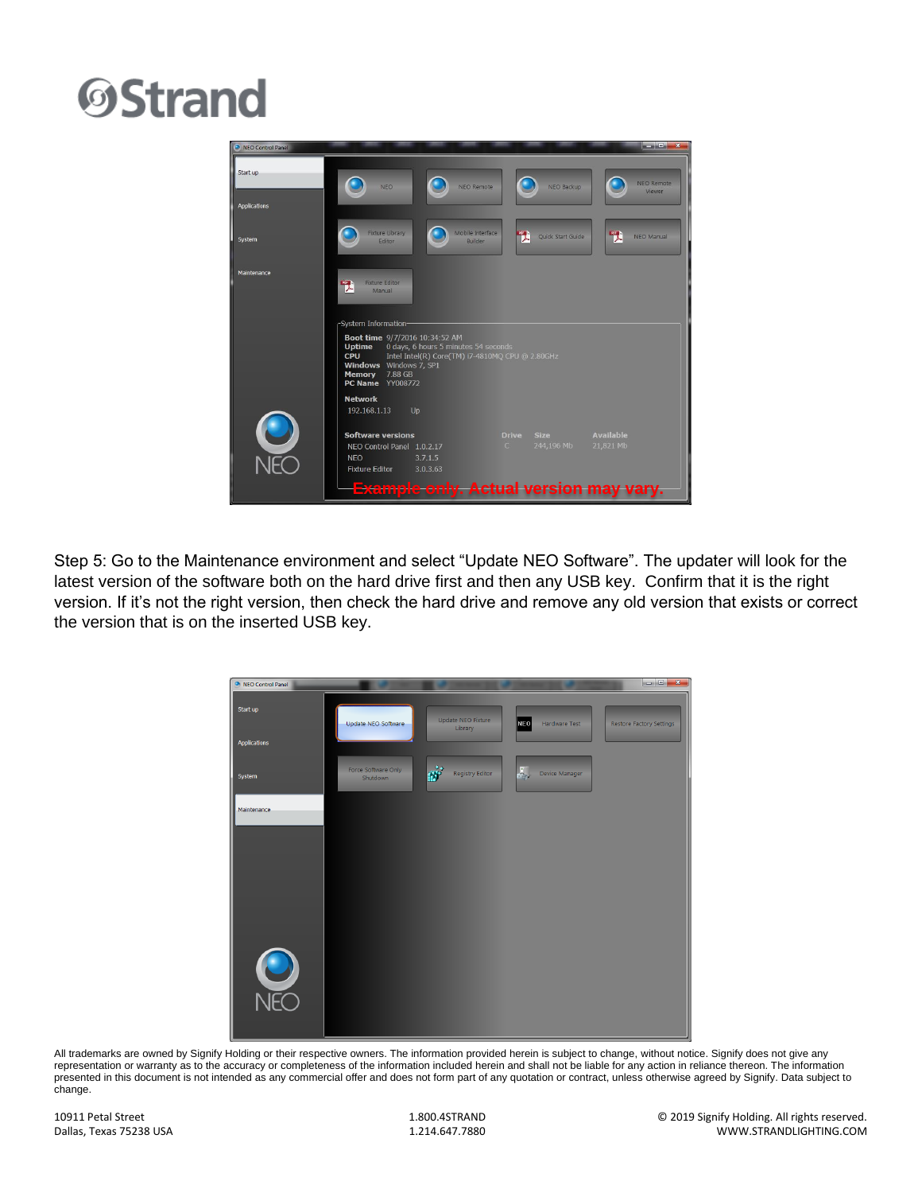Step 5: Go to the Maintenance environment and select “Update NEO Software”. The updater will look for the latest version of the software both on the hard drive first and then any USB key. Confirm that it is the right version. If it’s not the right version, then check the hard drive and remove any old version that exists or correct the version that is on the inserted USB key.

All trademarks are owned by Signify Holding or their respective owners. The information provided herein is subject to change, without notice. Signify does not give any representation or warranty as to the accuracy or completeness of the information included herein and shall not be liable for any action in reliance thereon. The information presented in this document is not intended as any commercial offer and does not form part of any quotation or contract, unless otherwise agreed by Signify. Data subject to change.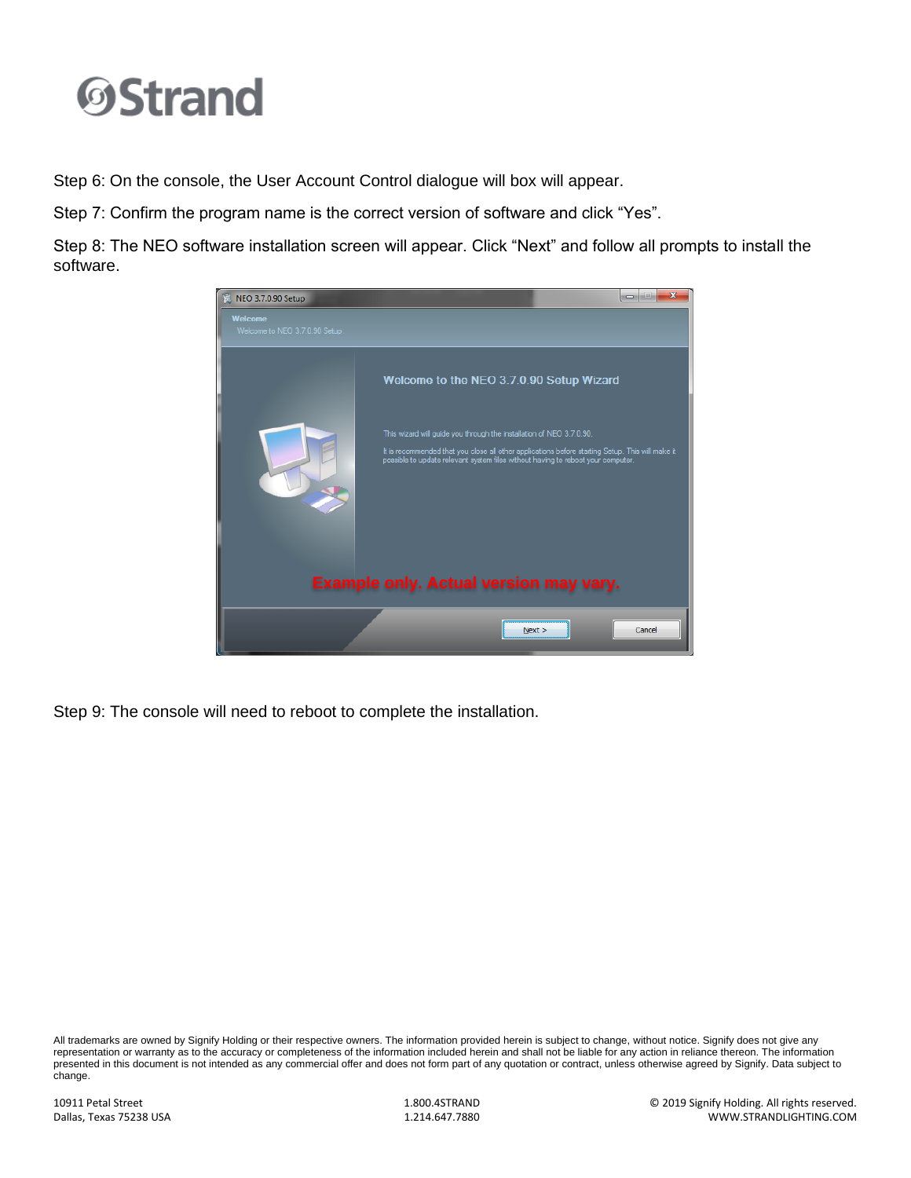Step 6: On the console, the User Account Control dialogue will box will appear.

Step 7: Confirm the program name is the correct version of software and click "Yes".

Step 8: The NEO software installation screen will appear. Click "Next" and follow all prompts to install the software.

Step 9: The console will need to reboot to complete the installation.

All trademarks are owned by Signify Holding or their respective owners. The information provided herein is subject to change, without notice. Signify does not give any representation or warranty as to the accuracy or completeness of the information included herein and shall not be liable for any action in reliance thereon. The information presented in this document is not intended as any commercial offer and does not form part of any quotation or contract, unless otherwise agreed by Signify. Data subject to change.

10911 Petal Street
Dallas, Texas 75238 USA

1.800.4STRAND
1.214.647.7880

© 2019 Signify Holding. All rights reserved.
WWW.STRANDLIGHTING.COM